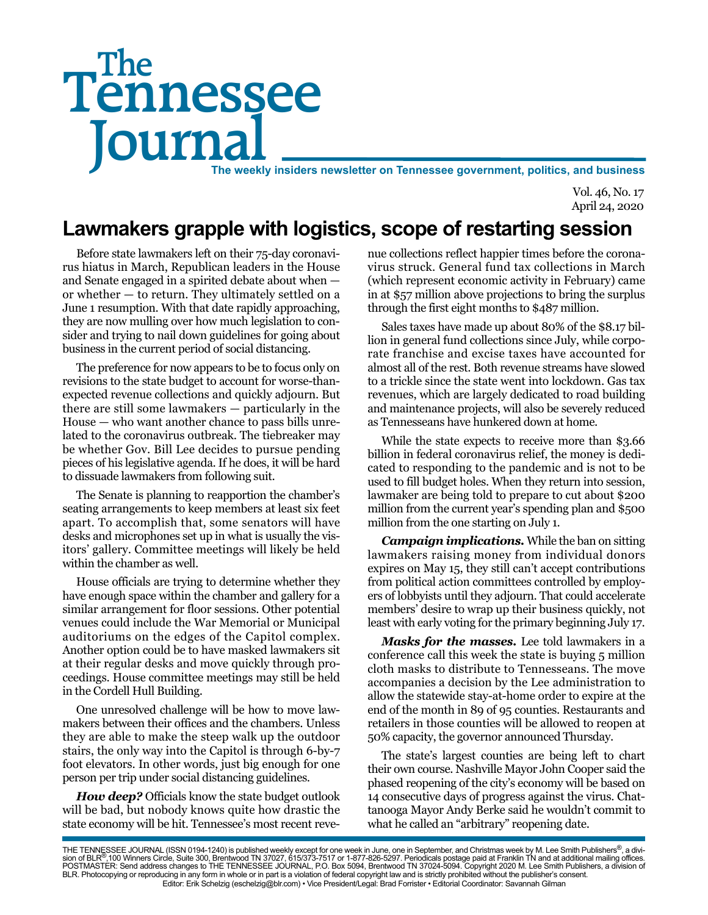# The Tennessee Journal

**The weekly insiders newsletter on Tennessee government, politics, and business**

Vol. 46, No. 17
April 24, 2020

## Lawmakers grapple with logistics, scope of restarting session

Before state lawmakers left on their 75-day coronavirus hiatus in March, Republican leaders in the House and Senate engaged in a spirited debate about when — or whether — to return. They ultimately settled on a June 1 resumption. With that date rapidly approaching, they are now mulling over how much legislation to consider and trying to nail down guidelines for going about business in the current period of social distancing.

The preference for now appears to be to focus only on revisions to the state budget to account for worse-than-expected revenue collections and quickly adjourn. But there are still some lawmakers — particularly in the House — who want another chance to pass bills unrelated to the coronavirus outbreak. The tiebreaker may be whether Gov. Bill Lee decides to pursue pending pieces of his legislative agenda. If he does, it will be hard to dissuade lawmakers from following suit.

The Senate is planning to reapportion the chamber's seating arrangements to keep members at least six feet apart. To accomplish that, some senators will have desks and microphones set up in what is usually the visitors' gallery. Committee meetings will likely be held within the chamber as well.

House officials are trying to determine whether they have enough space within the chamber and gallery for a similar arrangement for floor sessions. Other potential venues could include the War Memorial or Municipal auditoriums on the edges of the Capitol complex. Another option could be to have masked lawmakers sit at their regular desks and move quickly through proceedings. House committee meetings may still be held in the Cordell Hull Building.

One unresolved challenge will be how to move lawmakers between their offices and the chambers. Unless they are able to make the steep walk up the outdoor stairs, the only way into the Capitol is through 6-by-7 foot elevators. In other words, just big enough for one person per trip under social distancing guidelines.

***How deep?*** Officials know the state budget outlook will be bad, but nobody knows quite how drastic the state economy will be hit. Tennessee's most recent revenue collections reflect happier times before the coronavirus struck. General fund tax collections in March (which represent economic activity in February) came in at $57 million above projections to bring the surplus through the first eight months to $487 million.

Sales taxes have made up about 80% of the $8.17 billion in general fund collections since July, while corporate franchise and excise taxes have accounted for almost all of the rest. Both revenue streams have slowed to a trickle since the state went into lockdown. Gas tax revenues, which are largely dedicated to road building and maintenance projects, will also be severely reduced as Tennesseans have hunkered down at home.

While the state expects to receive more than $3.66 billion in federal coronavirus relief, the money is dedicated to responding to the pandemic and is not to be used to fill budget holes. When they return into session, lawmaker are being told to prepare to cut about $200 million from the current year's spending plan and $500 million from the one starting on July 1.

***Campaign implications.*** While the ban on sitting lawmakers raising money from individual donors expires on May 15, they still can't accept contributions from political action committees controlled by employers of lobbyists until they adjourn. That could accelerate members' desire to wrap up their business quickly, not least with early voting for the primary beginning July 17.

***Masks for the masses.*** Lee told lawmakers in a conference call this week the state is buying 5 million cloth masks to distribute to Tennesseans. The move accompanies a decision by the Lee administration to allow the statewide stay-at-home order to expire at the end of the month in 89 of 95 counties. Restaurants and retailers in those counties will be allowed to reopen at 50% capacity, the governor announced Thursday.

The state's largest counties are being left to chart their own course. Nashville Mayor John Cooper said the phased reopening of the city's economy will be based on 14 consecutive days of progress against the virus. Chattanooga Mayor Andy Berke said he wouldn't commit to what he called an "arbitrary" reopening date.

THE TENNESSEE JOURNAL (ISSN 0194-1240) is published weekly except for one week in June, one in September, and Christmas week by M. Lee Smith Publishers®, a division of BLR®,100 Winners Circle, Suite 300, Brentwood TN 37027, 615/373-7517 or 1-877-826-5297. Periodicals postage paid at Franklin TN and at additional mailing offices. POSTMASTER: Send address changes to THE TENNESSEE JOURNAL, P.O. Box 5094, Brentwood TN 37024-5094. Copyright 2020 M. Lee Smith Publishers, a division of BLR. Photocopying or reproducing in any form in whole or in part is a violation of federal copyright law and is strictly prohibited without the publisher's consent.
Editor: Erik Schelzig (eschelzig@blr.com) • Vice President/Legal: Brad Forrister • Editorial Coordinator: Savannah Gilman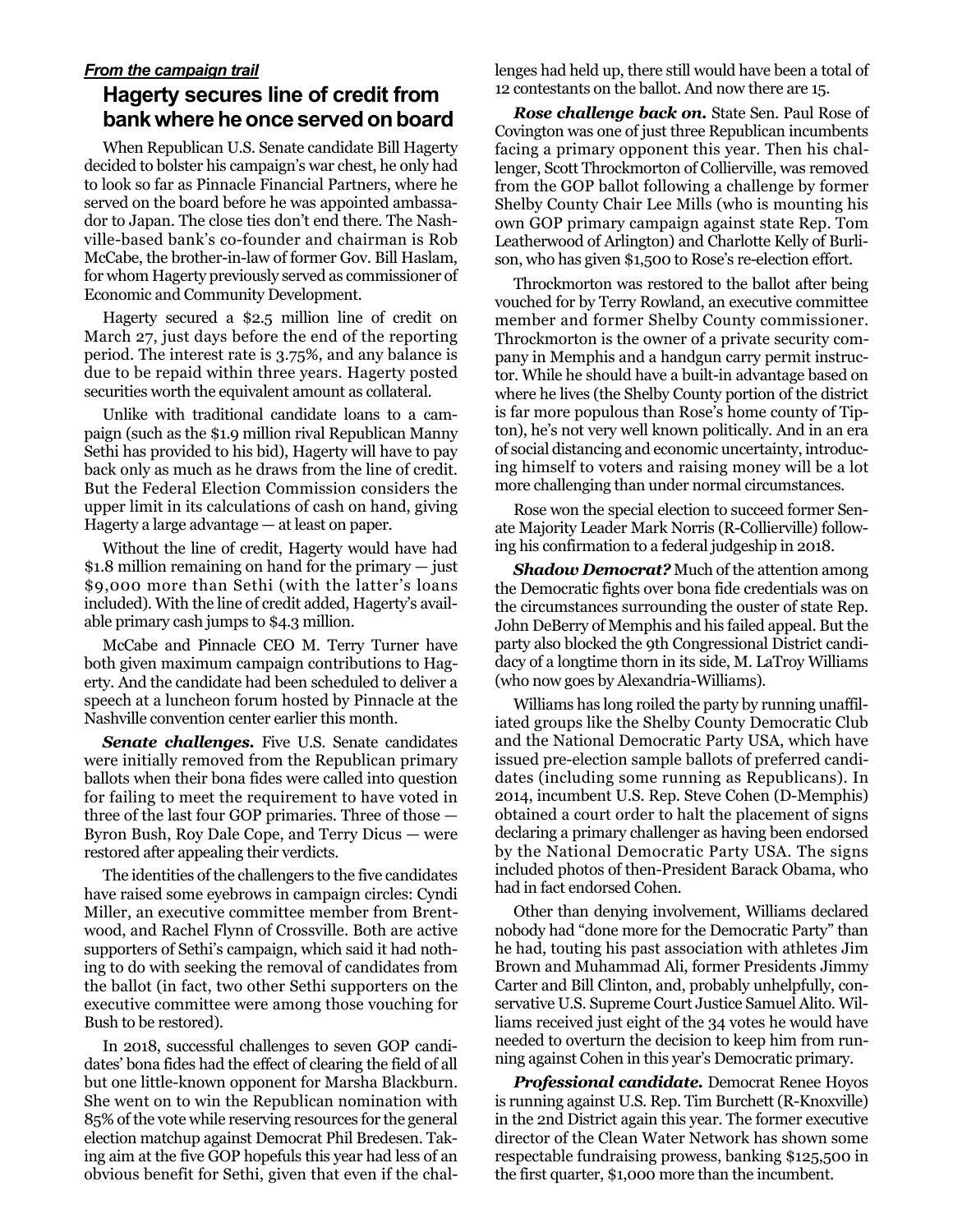***From the campaign trail***

## Hagerty secures line of credit from bank where he once served on board

When Republican U.S. Senate candidate Bill Hagerty decided to bolster his campaign's war chest, he only had to look so far as Pinnacle Financial Partners, where he served on the board before he was appointed ambassador to Japan. The close ties don't end there. The Nashville-based bank's co-founder and chairman is Rob McCabe, the brother-in-law of former Gov. Bill Haslam, for whom Hagerty previously served as commissioner of Economic and Community Development.

Hagerty secured a $2.5 million line of credit on March 27, just days before the end of the reporting period. The interest rate is 3.75%, and any balance is due to be repaid within three years. Hagerty posted securities worth the equivalent amount as collateral.

Unlike with traditional candidate loans to a campaign (such as the $1.9 million rival Republican Manny Sethi has provided to his bid), Hagerty will have to pay back only as much as he draws from the line of credit. But the Federal Election Commission considers the upper limit in its calculations of cash on hand, giving Hagerty a large advantage — at least on paper.

Without the line of credit, Hagerty would have had $1.8 million remaining on hand for the primary — just $9,000 more than Sethi (with the latter's loans included). With the line of credit added, Hagerty's available primary cash jumps to $4.3 million.

McCabe and Pinnacle CEO M. Terry Turner have both given maximum campaign contributions to Hagerty. And the candidate had been scheduled to deliver a speech at a luncheon forum hosted by Pinnacle at the Nashville convention center earlier this month.

***Senate challenges.*** Five U.S. Senate candidates were initially removed from the Republican primary ballots when their bona fides were called into question for failing to meet the requirement to have voted in three of the last four GOP primaries. Three of those — Byron Bush, Roy Dale Cope, and Terry Dicus — were restored after appealing their verdicts.

The identities of the challengers to the five candidates have raised some eyebrows in campaign circles: Cyndi Miller, an executive committee member from Brentwood, and Rachel Flynn of Crossville. Both are active supporters of Sethi's campaign, which said it had nothing to do with seeking the removal of candidates from the ballot (in fact, two other Sethi supporters on the executive committee were among those vouching for Bush to be restored).

In 2018, successful challenges to seven GOP candidates' bona fides had the effect of clearing the field of all but one little-known opponent for Marsha Blackburn. She went on to win the Republican nomination with 85% of the vote while reserving resources for the general election matchup against Democrat Phil Bredesen. Taking aim at the five GOP hopefuls this year had less of an obvious benefit for Sethi, given that even if the challenges had held up, there still would have been a total of 12 contestants on the ballot. And now there are 15.

***Rose challenge back on.*** State Sen. Paul Rose of Covington was one of just three Republican incumbents facing a primary opponent this year. Then his challenger, Scott Throckmorton of Collierville, was removed from the GOP ballot following a challenge by former Shelby County Chair Lee Mills (who is mounting his own GOP primary campaign against state Rep. Tom Leatherwood of Arlington) and Charlotte Kelly of Burlison, who has given $1,500 to Rose's re-election effort.

Throckmorton was restored to the ballot after being vouched for by Terry Rowland, an executive committee member and former Shelby County commissioner. Throckmorton is the owner of a private security company in Memphis and a handgun carry permit instructor. While he should have a built-in advantage based on where he lives (the Shelby County portion of the district is far more populous than Rose's home county of Tipton), he's not very well known politically. And in an era of social distancing and economic uncertainty, introducing himself to voters and raising money will be a lot more challenging than under normal circumstances.

Rose won the special election to succeed former Senate Majority Leader Mark Norris (R-Collierville) following his confirmation to a federal judgeship in 2018.

***Shadow Democrat?*** Much of the attention among the Democratic fights over bona fide credentials was on the circumstances surrounding the ouster of state Rep. John DeBerry of Memphis and his failed appeal. But the party also blocked the 9th Congressional District candidacy of a longtime thorn in its side, M. LaTroy Williams (who now goes by Alexandria-Williams).

Williams has long roiled the party by running unaffiliated groups like the Shelby County Democratic Club and the National Democratic Party USA, which have issued pre-election sample ballots of preferred candidates (including some running as Republicans). In 2014, incumbent U.S. Rep. Steve Cohen (D-Memphis) obtained a court order to halt the placement of signs declaring a primary challenger as having been endorsed by the National Democratic Party USA. The signs included photos of then-President Barack Obama, who had in fact endorsed Cohen.

Other than denying involvement, Williams declared nobody had "done more for the Democratic Party" than he had, touting his past association with athletes Jim Brown and Muhammad Ali, former Presidents Jimmy Carter and Bill Clinton, and, probably unhelpfully, conservative U.S. Supreme Court Justice Samuel Alito. Williams received just eight of the 34 votes he would have needed to overturn the decision to keep him from running against Cohen in this year's Democratic primary.

***Professional candidate.*** Democrat Renee Hoyos is running against U.S. Rep. Tim Burchett (R-Knoxville) in the 2nd District again this year. The former executive director of the Clean Water Network has shown some respectable fundraising prowess, banking $125,500 in the first quarter, $1,000 more than the incumbent.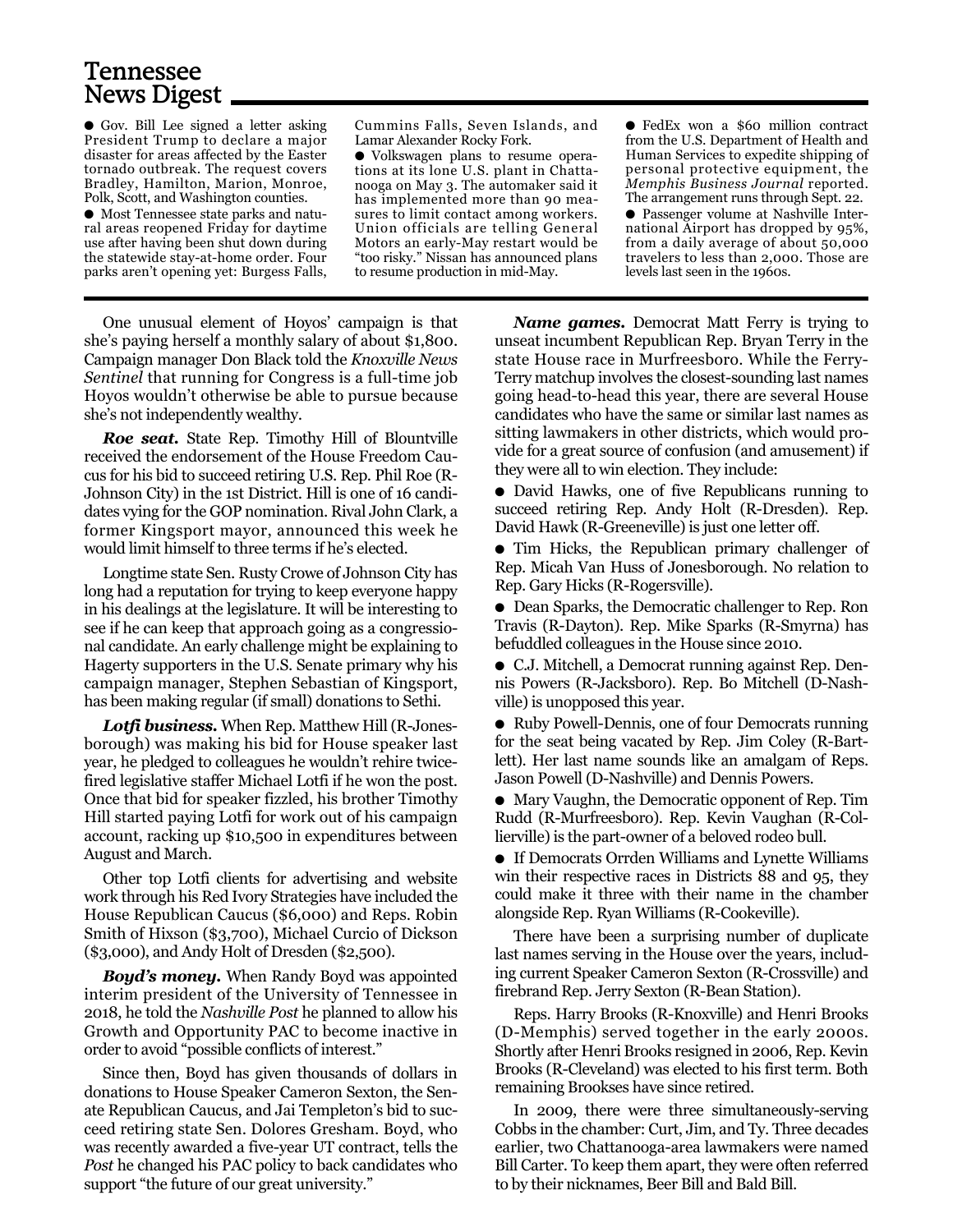## Tennessee News Digest

- Gov. Bill Lee signed a letter asking President Trump to declare a major disaster for areas affected by the Easter tornado outbreak. The request covers Bradley, Hamilton, Marion, Monroe, Polk, Scott, and Washington counties.
- Most Tennessee state parks and natural areas reopened Friday for daytime use after having been shut down during the statewide stay-at-home order. Four parks aren't opening yet: Burgess Falls, Cummins Falls, Seven Islands, and Lamar Alexander Rocky Fork.
- Volkswagen plans to resume operations at its lone U.S. plant in Chattanooga on May 3. The automaker said it has implemented more than 90 measures to limit contact among workers. Union officials are telling General Motors an early-May restart would be "too risky." Nissan has announced plans to resume production in mid-May.
- FedEx won a $60 million contract from the U.S. Department of Health and Human Services to expedite shipping of personal protective equipment, the *Memphis Business Journal* reported. The arrangement runs through Sept. 22.
- Passenger volume at Nashville International Airport has dropped by 95%, from a daily average of about 50,000 travelers to less than 2,000. Those are levels last seen in the 1960s.

---

One unusual element of Hoyos' campaign is that she's paying herself a monthly salary of about $1,800. Campaign manager Don Black told the *Knoxville News Sentinel* that running for Congress is a full-time job Hoyos wouldn't otherwise be able to pursue because she's not independently wealthy.

***Roe seat.*** State Rep. Timothy Hill of Blountville received the endorsement of the House Freedom Caucus for his bid to succeed retiring U.S. Rep. Phil Roe (R-Johnson City) in the 1st District. Hill is one of 16 candidates vying for the GOP nomination. Rival John Clark, a former Kingsport mayor, announced this week he would limit himself to three terms if he's elected.

Longtime state Sen. Rusty Crowe of Johnson City has long had a reputation for trying to keep everyone happy in his dealings at the legislature. It will be interesting to see if he can keep that approach going as a congressional candidate. An early challenge might be explaining to Hagerty supporters in the U.S. Senate primary why his campaign manager, Stephen Sebastian of Kingsport, has been making regular (if small) donations to Sethi.

***Lotfi business.*** When Rep. Matthew Hill (R-Jonesborough) was making his bid for House speaker last year, he pledged to colleagues he wouldn't rehire twice-fired legislative staffer Michael Lotfi if he won the post. Once that bid for speaker fizzled, his brother Timothy Hill started paying Lotfi for work out of his campaign account, racking up $10,500 in expenditures between August and March.

Other top Lotfi clients for advertising and website work through his Red Ivory Strategies have included the House Republican Caucus ($6,000) and Reps. Robin Smith of Hixson ($3,700), Michael Curcio of Dickson ($3,000), and Andy Holt of Dresden ($2,500).

***Boyd's money.*** When Randy Boyd was appointed interim president of the University of Tennessee in 2018, he told the *Nashville Post* he planned to allow his Growth and Opportunity PAC to become inactive in order to avoid "possible conflicts of interest."

Since then, Boyd has given thousands of dollars in donations to House Speaker Cameron Sexton, the Senate Republican Caucus, and Jai Templeton's bid to succeed retiring state Sen. Dolores Gresham. Boyd, who was recently awarded a five-year UT contract, tells the *Post* he changed his PAC policy to back candidates who support "the future of our great university."

***Name games.*** Democrat Matt Ferry is trying to unseat incumbent Republican Rep. Bryan Terry in the state House race in Murfreesboro. While the Ferry-Terry matchup involves the closest-sounding last names going head-to-head this year, there are several House candidates who have the same or similar last names as sitting lawmakers in other districts, which would provide for a great source of confusion (and amusement) if they were all to win election. They include:

- David Hawks, one of five Republicans running to succeed retiring Rep. Andy Holt (R-Dresden). Rep. David Hawk (R-Greeneville) is just one letter off.
- Tim Hicks, the Republican primary challenger of Rep. Micah Van Huss of Jonesborough. No relation to Rep. Gary Hicks (R-Rogersville).
- Dean Sparks, the Democratic challenger to Rep. Ron Travis (R-Dayton). Rep. Mike Sparks (R-Smyrna) has befuddled colleagues in the House since 2010.
- C.J. Mitchell, a Democrat running against Rep. Dennis Powers (R-Jacksboro). Rep. Bo Mitchell (D-Nashville) is unopposed this year.
- Ruby Powell-Dennis, one of four Democrats running for the seat being vacated by Rep. Jim Coley (R-Bartlett). Her last name sounds like an amalgam of Reps. Jason Powell (D-Nashville) and Dennis Powers.
- Mary Vaughn, the Democratic opponent of Rep. Tim Rudd (R-Murfreesboro). Rep. Kevin Vaughan (R-Collierville) is the part-owner of a beloved rodeo bull.
- If Democrats Orrden Williams and Lynette Williams win their respective races in Districts 88 and 95, they could make it three with their name in the chamber alongside Rep. Ryan Williams (R-Cookeville).

There have been a surprising number of duplicate last names serving in the House over the years, including current Speaker Cameron Sexton (R-Crossville) and firebrand Rep. Jerry Sexton (R-Bean Station).

Reps. Harry Brooks (R-Knoxville) and Henri Brooks (D-Memphis) served together in the early 2000s. Shortly after Henri Brooks resigned in 2006, Rep. Kevin Brooks (R-Cleveland) was elected to his first term. Both remaining Brookses have since retired.

In 2009, there were three simultaneously-serving Cobbs in the chamber: Curt, Jim, and Ty. Three decades earlier, two Chattanooga-area lawmakers were named Bill Carter. To keep them apart, they were often referred to by their nicknames, Beer Bill and Bald Bill.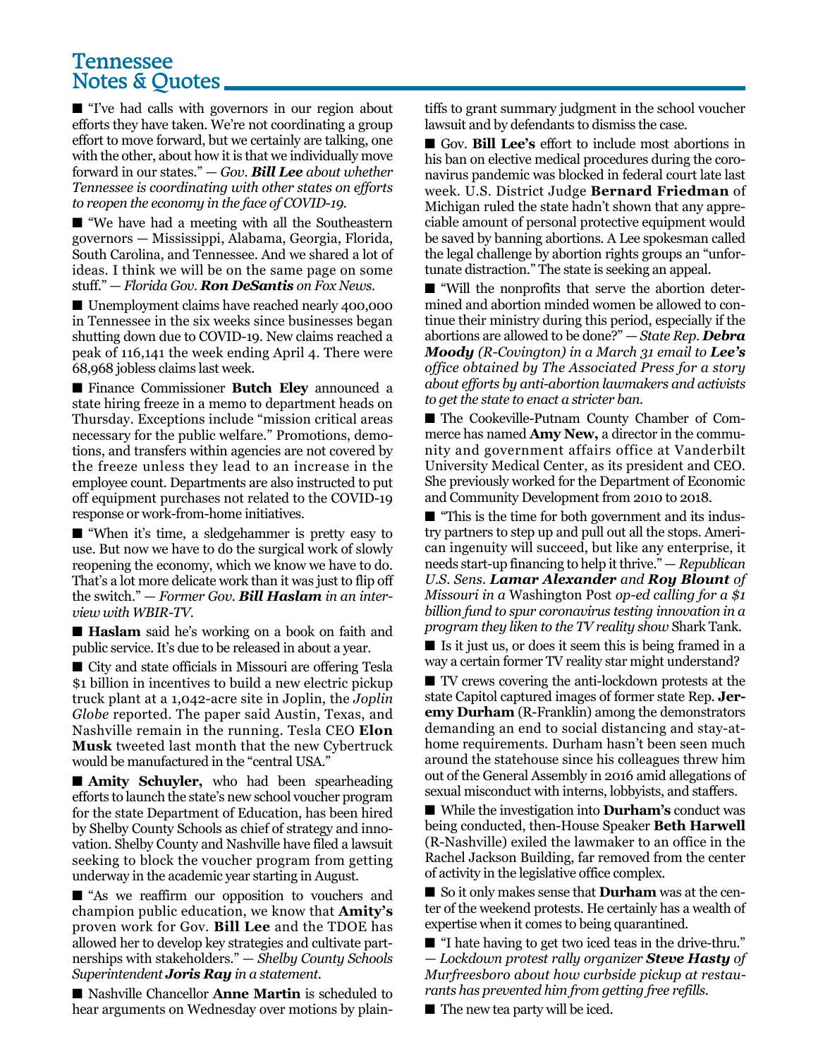# Tennessee Notes & Quotes

■ "I've had calls with governors in our region about efforts they have taken. We're not coordinating a group effort to move forward, but we certainly are talking, one with the other, about how it is that we individually move forward in our states." — *Gov.* ***Bill Lee*** *about whether Tennessee is coordinating with other states on efforts to reopen the economy in the face of COVID-19.*

■ "We have had a meeting with all the Southeastern governors — Mississippi, Alabama, Georgia, Florida, South Carolina, and Tennessee. And we shared a lot of ideas. I think we will be on the same page on some stuff." — *Florida Gov.* ***Ron DeSantis*** *on Fox News.*

■ Unemployment claims have reached nearly 400,000 in Tennessee in the six weeks since businesses began shutting down due to COVID-19. New claims reached a peak of 116,141 the week ending April 4. There were 68,968 jobless claims last week.

■ Finance Commissioner **Butch Eley** announced a state hiring freeze in a memo to department heads on Thursday. Exceptions include "mission critical areas necessary for the public welfare." Promotions, demotions, and transfers within agencies are not covered by the freeze unless they lead to an increase in the employee count. Departments are also instructed to put off equipment purchases not related to the COVID-19 response or work-from-home initiatives.

■ "When it's time, a sledgehammer is pretty easy to use. But now we have to do the surgical work of slowly reopening the economy, which we know we have to do. That's a lot more delicate work than it was just to flip off the switch." — *Former Gov.* ***Bill Haslam*** *in an interview with WBIR-TV.*

■ **Haslam** said he's working on a book on faith and public service. It's due to be released in about a year.

■ City and state officials in Missouri are offering Tesla $1 billion in incentives to build a new electric pickup truck plant at a 1,042-acre site in Joplin, the *Joplin Globe* reported. The paper said Austin, Texas, and Nashville remain in the running. Tesla CEO **Elon Musk** tweeted last month that the new Cybertruck would be manufactured in the "central USA."

■ **Amity Schuyler,** who had been spearheading efforts to launch the state's new school voucher program for the state Department of Education, has been hired by Shelby County Schools as chief of strategy and innovation. Shelby County and Nashville have filed a lawsuit seeking to block the voucher program from getting underway in the academic year starting in August.

■ "As we reaffirm our opposition to vouchers and champion public education, we know that **Amity's** proven work for Gov. **Bill Lee** and the TDOE has allowed her to develop key strategies and cultivate partnerships with stakeholders." — *Shelby County Schools Superintendent* ***Joris Ray*** *in a statement.*

■ Nashville Chancellor **Anne Martin** is scheduled to hear arguments on Wednesday over motions by plaintiffs to grant summary judgment in the school voucher lawsuit and by defendants to dismiss the case.

■ Gov. **Bill Lee's** effort to include most abortions in his ban on elective medical procedures during the coronavirus pandemic was blocked in federal court late last week. U.S. District Judge **Bernard Friedman** of Michigan ruled the state hadn't shown that any appreciable amount of personal protective equipment would be saved by banning abortions. A Lee spokesman called the legal challenge by abortion rights groups an "unfortunate distraction." The state is seeking an appeal.

■ "Will the nonprofits that serve the abortion determined and abortion minded women be allowed to continue their ministry during this period, especially if the abortions are allowed to be done?" — *State Rep.* ***Debra Moody*** *(R-Covington) in a March 31 email to* ***Lee's*** *office obtained by The Associated Press for a story about efforts by anti-abortion lawmakers and activists to get the state to enact a stricter ban.*

■ The Cookeville-Putnam County Chamber of Commerce has named **Amy New,** a director in the community and government affairs office at Vanderbilt University Medical Center, as its president and CEO. She previously worked for the Department of Economic and Community Development from 2010 to 2018.

■ "This is the time for both government and its industry partners to step up and pull out all the stops. American ingenuity will succeed, but like any enterprise, it needs start-up financing to help it thrive." — *Republican U.S. Sens.* ***Lamar Alexander*** *and* ***Roy Blount*** *of Missouri in a* Washington Post *op-ed calling for a $1 billion fund to spur coronavirus testing innovation in a program they liken to the TV reality show* Shark Tank.

■ Is it just us, or does it seem this is being framed in a way a certain former TV reality star might understand?

■ TV crews covering the anti-lockdown protests at the state Capitol captured images of former state Rep. **Jeremy Durham** (R-Franklin) among the demonstrators demanding an end to social distancing and stay-at-home requirements. Durham hasn't been seen much around the statehouse since his colleagues threw him out of the General Assembly in 2016 amid allegations of sexual misconduct with interns, lobbyists, and staffers.

■ While the investigation into **Durham's** conduct was being conducted, then-House Speaker **Beth Harwell** (R-Nashville) exiled the lawmaker to an office in the Rachel Jackson Building, far removed from the center of activity in the legislative office complex.

■ So it only makes sense that **Durham** was at the center of the weekend protests. He certainly has a wealth of expertise when it comes to being quarantined.

■ "I hate having to get two iced teas in the drive-thru." — *Lockdown protest rally organizer* ***Steve Hasty*** *of Murfreesboro about how curbside pickup at restaurants has prevented him from getting free refills.*

■ The new tea party will be iced.